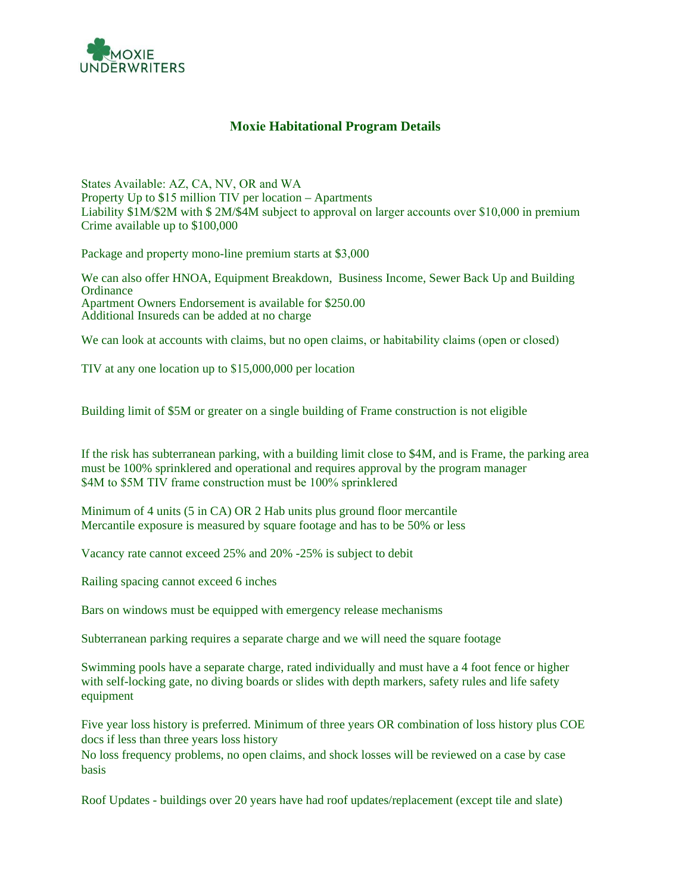MOXIE UNDERWRITERS

# Moxie Habitational Program Details

States Available: AZ, CA, NV, OR and WA
Property Up to $15 million TIV per location – Apartments
Liability $1M/$2M with $ 2M/$4M subject to approval on larger accounts over $10,000 in premium
Crime available up to $100,000

Package and property mono-line premium starts at $3,000

We can also offer HNOA, Equipment Breakdown, Business Income, Sewer Back Up and Building Ordinance
Apartment Owners Endorsement is available for $250.00
Additional Insureds can be added at no charge

We can look at accounts with claims, but no open claims, or habitability claims (open or closed)

TIV at any one location up to $15,000,000 per location

Building limit of $5M or greater on a single building of Frame construction is not eligible

If the risk has subterranean parking, with a building limit close to $4M, and is Frame, the parking area must be 100% sprinklered and operational and requires approval by the program manager
$4M to $5M TIV frame construction must be 100% sprinklered

Minimum of 4 units (5 in CA) OR 2 Hab units plus ground floor mercantile
Mercantile exposure is measured by square footage and has to be 50% or less

Vacancy rate cannot exceed 25% and 20% -25% is subject to debit

Railing spacing cannot exceed 6 inches

Bars on windows must be equipped with emergency release mechanisms

Subterranean parking requires a separate charge and we will need the square footage

Swimming pools have a separate charge, rated individually and must have a 4 foot fence or higher with self-locking gate, no diving boards or slides with depth markers, safety rules and life safety equipment

Five year loss history is preferred. Minimum of three years OR combination of loss history plus COE docs if less than three years loss history
No loss frequency problems, no open claims, and shock losses will be reviewed on a case by case basis

Roof Updates - buildings over 20 years have had roof updates/replacement (except tile and slate)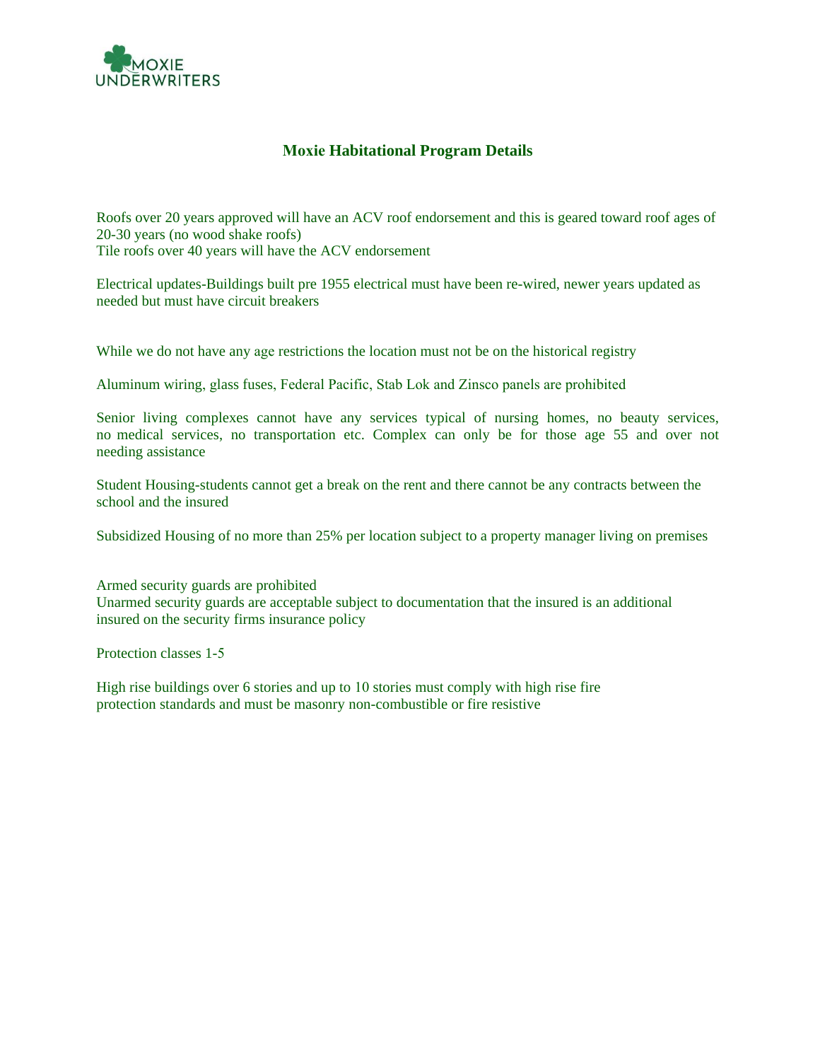MOXIE UNDERWRITERS

## Moxie Habitational Program Details

Roofs over 20 years approved will have an ACV roof endorsement and this is geared toward roof ages of 20-30 years (no wood shake roofs)
Tile roofs over 40 years will have the ACV endorsement

Electrical updates-Buildings built pre 1955 electrical must have been re-wired, newer years updated as needed but must have circuit breakers

While we do not have any age restrictions the location must not be on the historical registry

Aluminum wiring, glass fuses, Federal Pacific, Stab Lok and Zinsco panels are prohibited

Senior living complexes cannot have any services typical of nursing homes, no beauty services, no medical services, no transportation etc. Complex can only be for those age 55 and over not needing assistance

Student Housing-students cannot get a break on the rent and there cannot be any contracts between the school and the insured

Subsidized Housing of no more than 25% per location subject to a property manager living on premises

Armed security guards are prohibited
Unarmed security guards are acceptable subject to documentation that the insured is an additional insured on the security firms insurance policy

Protection classes 1-5

High rise buildings over 6 stories and up to 10 stories must comply with high rise fire protection standards and must be masonry non-combustible or fire resistive